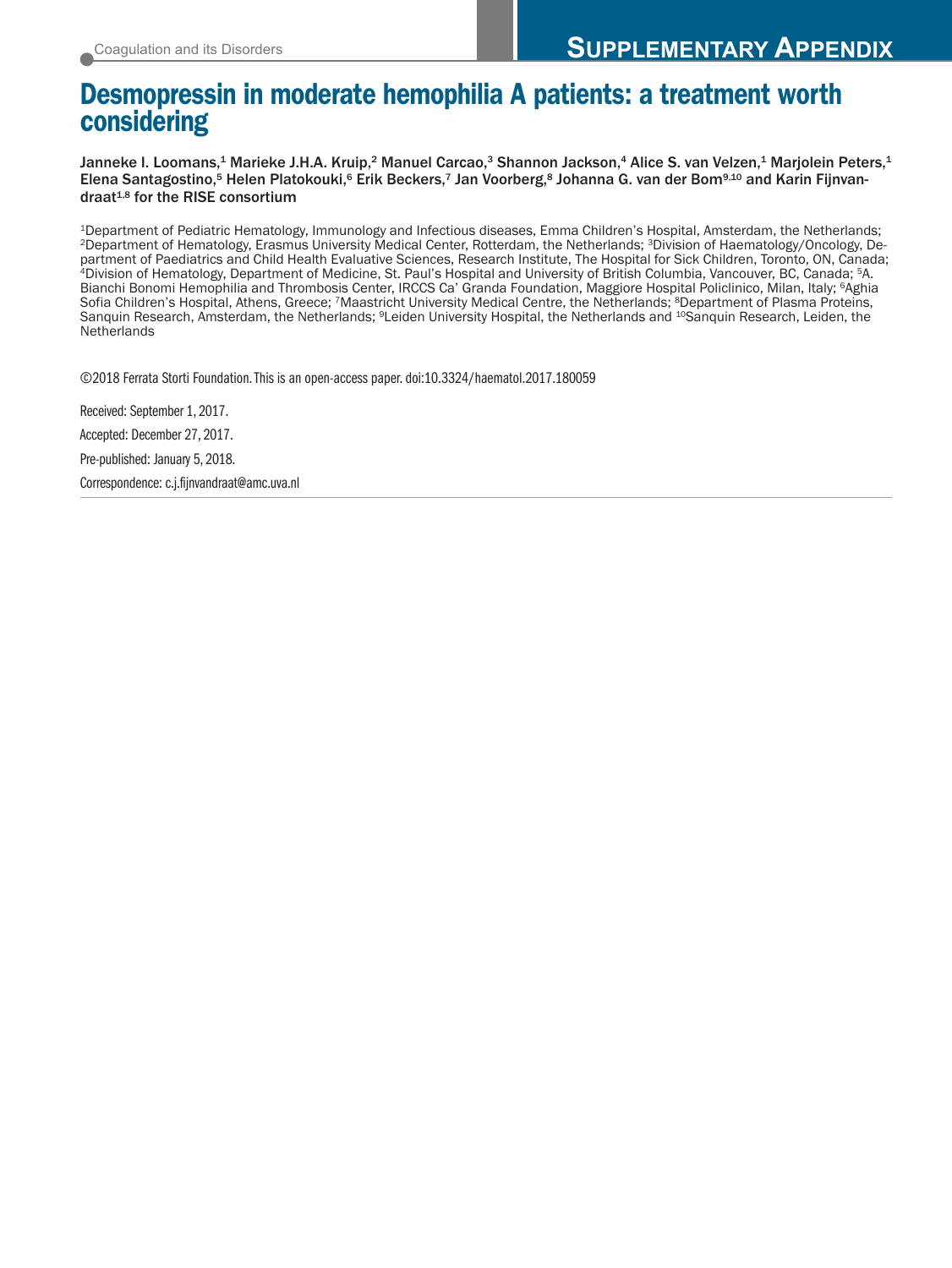Coagulation and its Disorders

**SUPPLEMENTARY APPENDIX**

# Desmopressin in moderate hemophilia A patients: a treatment worth considering

Janneke I. Loomans,[1] Marieke J.H.A. Kruip,[2] Manuel Carcao,[3] Shannon Jackson,[4] Alice S. van Velzen,[1] Marjolein Peters,[1] Elena Santagostino,[5] Helen Platokouki,[6] Erik Beckers,[7] Jan Voorberg,[8] Johanna G. van der Bom[9,10] and Karin Fijnvandraat[1,8] for the RISE consortium

[1]Department of Pediatric Hematology, Immunology and Infectious diseases, Emma Children's Hospital, Amsterdam, the Netherlands; [2]Department of Hematology, Erasmus University Medical Center, Rotterdam, the Netherlands; [3]Division of Haematology/Oncology, Department of Paediatrics and Child Health Evaluative Sciences, Research Institute, The Hospital for Sick Children, Toronto, ON, Canada; [4]Division of Hematology, Department of Medicine, St. Paul's Hospital and University of British Columbia, Vancouver, BC, Canada; [5]A. Bianchi Bonomi Hemophilia and Thrombosis Center, IRCCS Ca' Granda Foundation, Maggiore Hospital Policlinico, Milan, Italy; [6]Aghia Sofia Children's Hospital, Athens, Greece; [7]Maastricht University Medical Centre, the Netherlands; [8]Department of Plasma Proteins, Sanquin Research, Amsterdam, the Netherlands; [9]Leiden University Hospital, the Netherlands and [10]Sanquin Research, Leiden, the Netherlands

©2018 Ferrata Storti Foundation. This is an open-access paper. doi:10.3324/haematol.2017.180059

Received: September 1, 2017.

Accepted: December 27, 2017.

Pre-published: January 5, 2018.

Correspondence: c.j.fijnvandraat@amc.uva.nl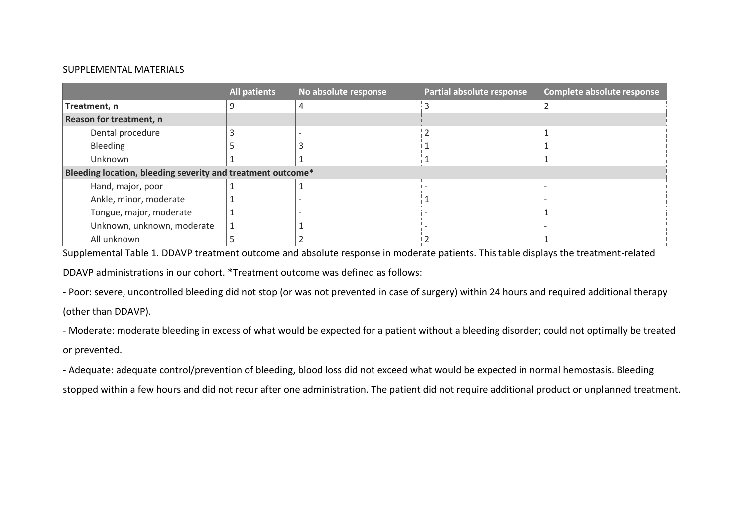SUPPLEMENTAL MATERIALS

| | All patients | No absolute response | Partial absolute response | Complete absolute response |
|---|---|---|---|---|
| **Treatment, n** | 9 | 4 | 3 | 2 |
| **Reason for treatment, n** | | | | |
| Dental procedure | 3 | - | 2 | 1 |
| Bleeding | 5 | 3 | 1 | 1 |
| Unknown | 1 | 1 | 1 | 1 |
| **Bleeding location, bleeding severity and treatment outcome*** | | | | |
| Hand, major, poor | 1 | 1 | - | - |
| Ankle, minor, moderate | 1 | - | 1 | - |
| Tongue, major, moderate | 1 | - | - | 1 |
| Unknown, unknown, moderate | 1 | 1 | - | - |
| All unknown | 5 | 2 | 2 | 1 |

Supplemental Table 1. DDAVP treatment outcome and absolute response in moderate patients. This table displays the treatment-related DDAVP administrations in our cohort. *Treatment outcome was defined as follows:

- Poor: severe, uncontrolled bleeding did not stop (or was not prevented in case of surgery) within 24 hours and required additional therapy (other than DDAVP).
- Moderate: moderate bleeding in excess of what would be expected for a patient without a bleeding disorder; could not optimally be treated or prevented.
- Adequate: adequate control/prevention of bleeding, blood loss did not exceed what would be expected in normal hemostasis. Bleeding stopped within a few hours and did not recur after one administration. The patient did not require additional product or unplanned treatment.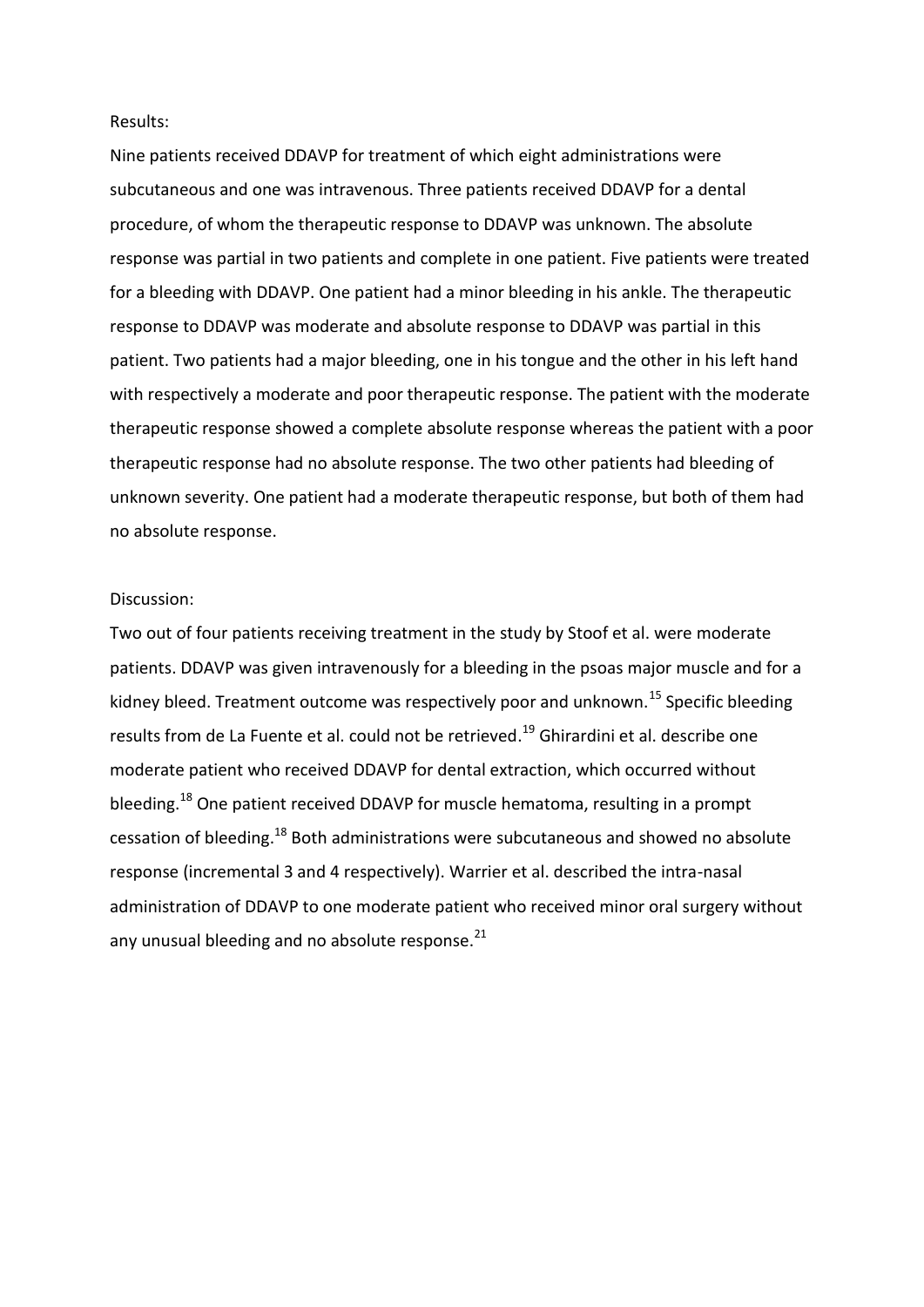Results:

Nine patients received DDAVP for treatment of which eight administrations were subcutaneous and one was intravenous. Three patients received DDAVP for a dental procedure, of whom the therapeutic response to DDAVP was unknown. The absolute response was partial in two patients and complete in one patient. Five patients were treated for a bleeding with DDAVP. One patient had a minor bleeding in his ankle. The therapeutic response to DDAVP was moderate and absolute response to DDAVP was partial in this patient. Two patients had a major bleeding, one in his tongue and the other in his left hand with respectively a moderate and poor therapeutic response. The patient with the moderate therapeutic response showed a complete absolute response whereas the patient with a poor therapeutic response had no absolute response. The two other patients had bleeding of unknown severity. One patient had a moderate therapeutic response, but both of them had no absolute response.

Discussion:

Two out of four patients receiving treatment in the study by Stoof et al. were moderate patients. DDAVP was given intravenously for a bleeding in the psoas major muscle and for a kidney bleed. Treatment outcome was respectively poor and unknown.[15] Specific bleeding results from de La Fuente et al. could not be retrieved.[19] Ghirardini et al. describe one moderate patient who received DDAVP for dental extraction, which occurred without bleeding.[18] One patient received DDAVP for muscle hematoma, resulting in a prompt cessation of bleeding.[18] Both administrations were subcutaneous and showed no absolute response (incremental 3 and 4 respectively). Warrier et al. described the intra-nasal administration of DDAVP to one moderate patient who received minor oral surgery without any unusual bleeding and no absolute response.[21]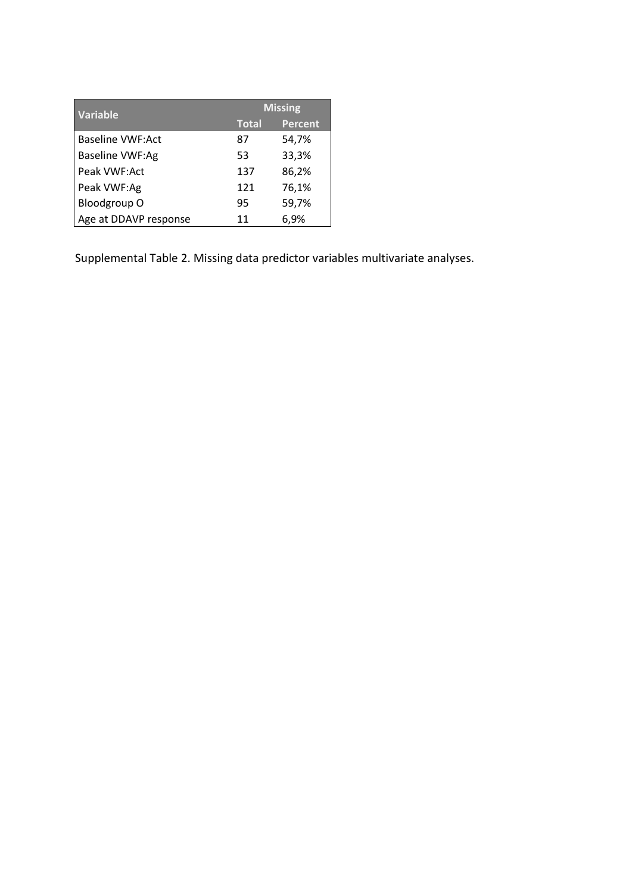| Variable | Missing | |
|---|---|---|
| | Total | Percent |
| Baseline VWF:Act | 87 | 54,7% |
| Baseline VWF:Ag | 53 | 33,3% |
| Peak VWF:Act | 137 | 86,2% |
| Peak VWF:Ag | 121 | 76,1% |
| Bloodgroup O | 95 | 59,7% |
| Age at DDAVP response | 11 | 6,9% |

Supplemental Table 2. Missing data predictor variables multivariate analyses.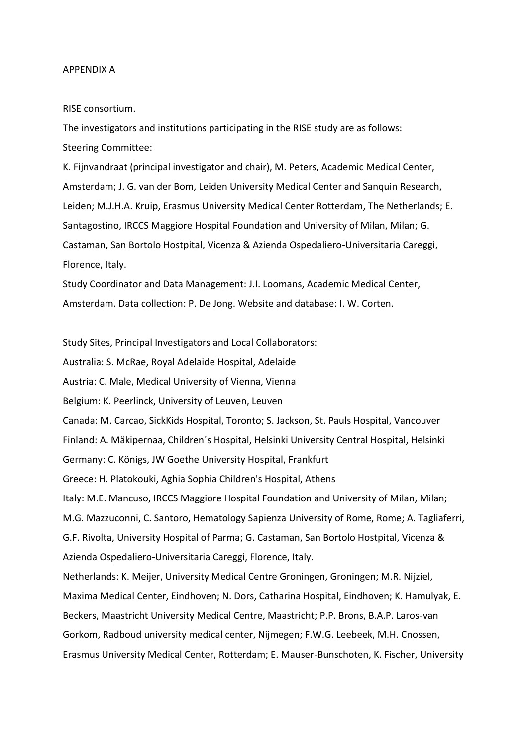APPENDIX A

RISE consortium.

The investigators and institutions participating in the RISE study are as follows:

Steering Committee:

K. Fijnvandraat (principal investigator and chair), M. Peters, Academic Medical Center, Amsterdam; J. G. van der Bom, Leiden University Medical Center and Sanquin Research, Leiden; M.J.H.A. Kruip, Erasmus University Medical Center Rotterdam, The Netherlands; E. Santagostino, IRCCS Maggiore Hospital Foundation and University of Milan, Milan; G. Castaman, San Bortolo Hostpital, Vicenza & Azienda Ospedaliero-Universitaria Careggi, Florence, Italy.

Study Coordinator and Data Management: J.I. Loomans, Academic Medical Center, Amsterdam. Data collection: P. De Jong. Website and database: I. W. Corten.

Study Sites, Principal Investigators and Local Collaborators:

Australia: S. McRae, Royal Adelaide Hospital, Adelaide

Austria: C. Male, Medical University of Vienna, Vienna

Belgium: K. Peerlinck, University of Leuven, Leuven

Canada: M. Carcao, SickKids Hospital, Toronto; S. Jackson, St. Pauls Hospital, Vancouver

Finland: A. Mäkipernaa, Children´s Hospital, Helsinki University Central Hospital, Helsinki

Germany: C. Königs, JW Goethe University Hospital, Frankfurt

Greece: H. Platokouki, Aghia Sophia Children's Hospital, Athens

Italy: M.E. Mancuso, IRCCS Maggiore Hospital Foundation and University of Milan, Milan; M.G. Mazzuconni, C. Santoro, Hematology Sapienza University of Rome, Rome; A. Tagliaferri, G.F. Rivolta, University Hospital of Parma; G. Castaman, San Bortolo Hostpital, Vicenza & Azienda Ospedaliero-Universitaria Careggi, Florence, Italy.

Netherlands: K. Meijer, University Medical Centre Groningen, Groningen; M.R. Nijziel, Maxima Medical Center, Eindhoven; N. Dors, Catharina Hospital, Eindhoven; K. Hamulyak, E. Beckers, Maastricht University Medical Centre, Maastricht; P.P. Brons, B.A.P. Laros-van Gorkom, Radboud university medical center, Nijmegen; F.W.G. Leebeek, M.H. Cnossen, Erasmus University Medical Center, Rotterdam; E. Mauser-Bunschoten, K. Fischer, University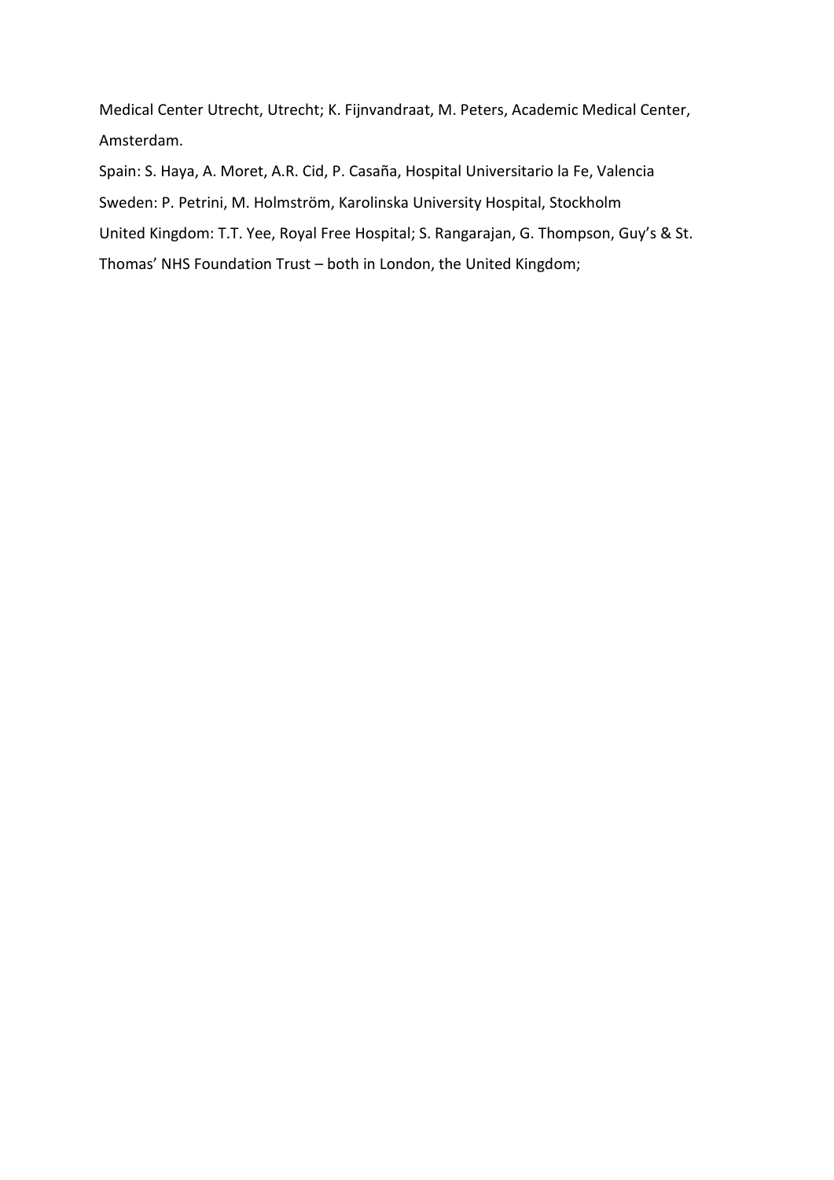Medical Center Utrecht, Utrecht; K. Fijnvandraat, M. Peters, Academic Medical Center, Amsterdam.

Spain: S. Haya, A. Moret, A.R. Cid, P. Casaña, Hospital Universitario la Fe, Valencia

Sweden: P. Petrini, M. Holmström, Karolinska University Hospital, Stockholm

United Kingdom: T.T. Yee, Royal Free Hospital; S. Rangarajan, G. Thompson, Guy's & St. Thomas' NHS Foundation Trust – both in London, the United Kingdom;